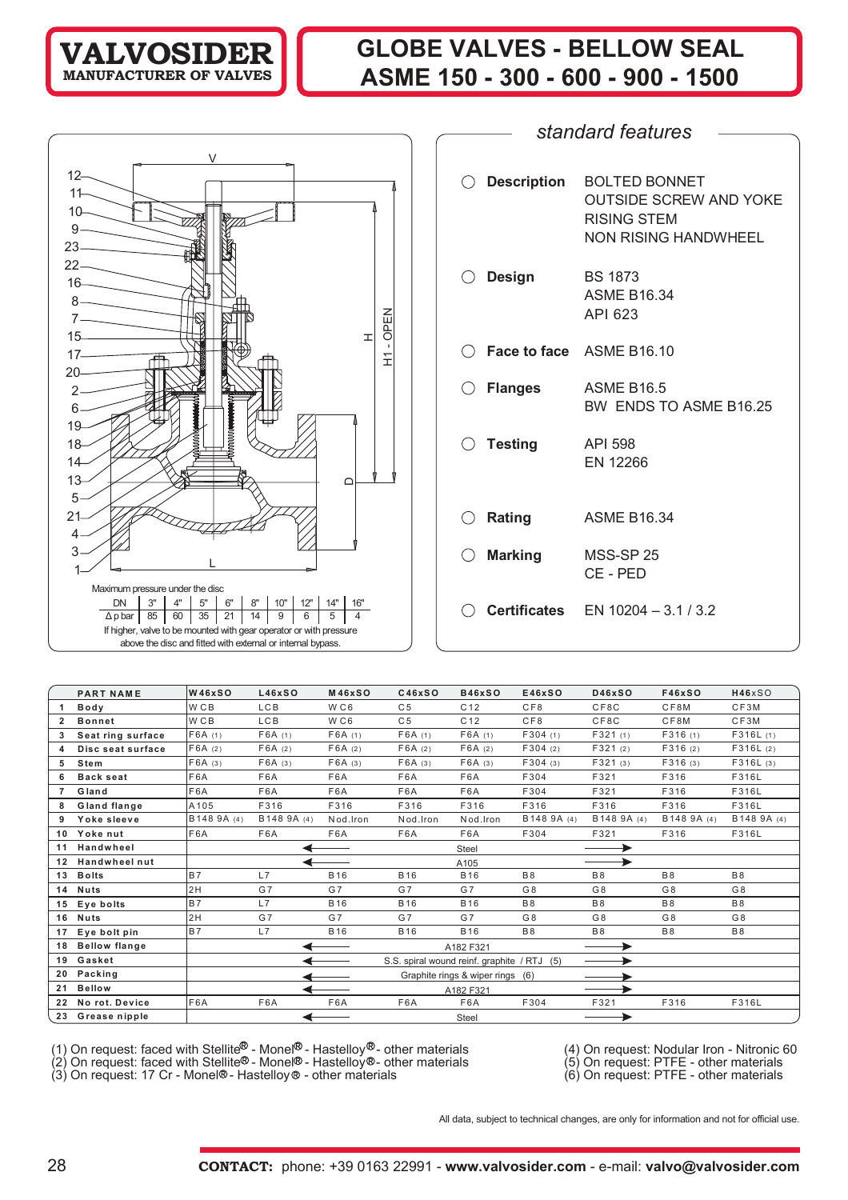# VALVOSIDER
MANUFACTURER OF VALVES

# GLOBE VALVES - BELLOW SEAL ASME 150 - 300 - 600 - 900 - 1500

Maximum pressure under the disc

| DN | 3" | 4" | 5" | 6" | 8" | 10" | 12" | 14" | 16" |
|---|---|---|---|---|---|---|---|---|---|
| Δ p bar | 85 | 60 | 35 | 21 | 14 | 9 | 6 | 5 | 4 |

If higher, valve to be mounted with gear operator or with pressure above the disc and fitted with external or internal bypass.

## *standard features*

- **Description**: BOLTED BONNET, OUTSIDE SCREW AND YOKE, RISING STEM, NON RISING HANDWHEEL
- **Design**: BS 1873, ASME B16.34, API 623
- **Face to face**: ASME B16.10
- **Flanges**: ASME B16.5, BW ENDS TO ASME B16.25
- **Testing**: API 598, EN 12266
- **Rating**: ASME B16.34
- **Marking**: MSS-SP 25, CE - PED
- **Certificates**: EN 10204 – 3.1 / 3.2

| | PART NAME | W46xSO | L46xSO | M46xSO | C46xSO | B46xSO | E46xSO | D46xSO | F46xSO | H46xSO |
|---|---|---|---|---|---|---|---|---|---|---|
| 1 | Body | WCB | LCB | WC6 | C5 | C12 | CF8 | CF8C | CF8M | CF3M |
| 2 | Bonnet | WCB | LCB | WC6 | C5 | C12 | CF8 | CF8C | CF8M | CF3M |
| 3 | Seat ring surface | F6A (1) | F6A (1) | F6A (1) | F6A (1) | F6A (1) | F304 (1) | F321 (1) | F316 (1) | F316L (1) |
| 4 | Disc seat surface | F6A (2) | F6A (2) | F6A (2) | F6A (2) | F6A (2) | F304 (2) | F321 (2) | F316 (2) | F316L (2) |
| 5 | Stem | F6A (3) | F6A (3) | F6A (3) | F6A (3) | F6A (3) | F304 (3) | F321 (3) | F316 (3) | F316L (3) |
| 6 | Back seat | F6A | F6A | F6A | F6A | F6A | F304 | F321 | F316 | F316L |
| 7 | Gland | F6A | F6A | F6A | F6A | F6A | F304 | F321 | F316 | F316L |
| 8 | Gland flange | A105 | F316 | F316 | F316 | F316 | F316 | F316 | F316 | F316L |
| 9 | Yoke sleeve | B148 9A (4) | B148 9A (4) | Nod.Iron | Nod.Iron | Nod.Iron | B148 9A (4) | B148 9A (4) | B148 9A (4) | B148 9A (4) |
| 10 | Yoke nut | F6A | F6A | F6A | F6A | F6A | F304 | F321 | F316 | F316L |
| 11 | Handwheel | ← Steel → | | | | | | | | |
| 12 | Handwheel nut | ← A105 → | | | | | | | | |
| 13 | Bolts | B7 | L7 | B16 | B16 | B16 | B8 | B8 | B8 | B8 |
| 14 | Nuts | 2H | G7 | G7 | G7 | G7 | G8 | G8 | G8 | G8 |
| 15 | Eye bolts | B7 | L7 | B16 | B16 | B16 | B8 | B8 | B8 | B8 |
| 16 | Nuts | 2H | G7 | G7 | G7 | G7 | G8 | G8 | G8 | G8 |
| 17 | Eye bolt pin | B7 | L7 | B16 | B16 | B16 | B8 | B8 | B8 | B8 |
| 18 | Bellow flange | ← A182 F321 → | | | | | | | | |
| 19 | Gasket | ← S.S. spiral wound reinf. graphite / RTJ (5) → | | | | | | | | |
| 20 | Packing | ← Graphite rings & wiper rings (6) → | | | | | | | | |
| 21 | Bellow | ← A182 F321 → | | | | | | | | |
| 22 | No rot. Device | F6A | F6A | F6A | F6A | F6A | F304 | F321 | F316 | F316L |
| 23 | Grease nipple | ← Steel → | | | | | | | | |

(1) On request: faced with Stellite® - Monel® - Hastelloy® - other materials
(2) On request: faced with Stellite® - Monel® - Hastelloy® - other materials
(3) On request: 17 Cr - Monel® - Hastelloy® - other materials
(4) On request: Nodular Iron - Nitronic 60
(5) On request: PTFE - other materials
(6) On request: PTFE - other materials

All data, subject to technical changes, are only for information and not for official use.

**CONTACT:** phone: +39 0163 22991 - **www.valvosider.com** - e-mail: **valvo@valvosider.com**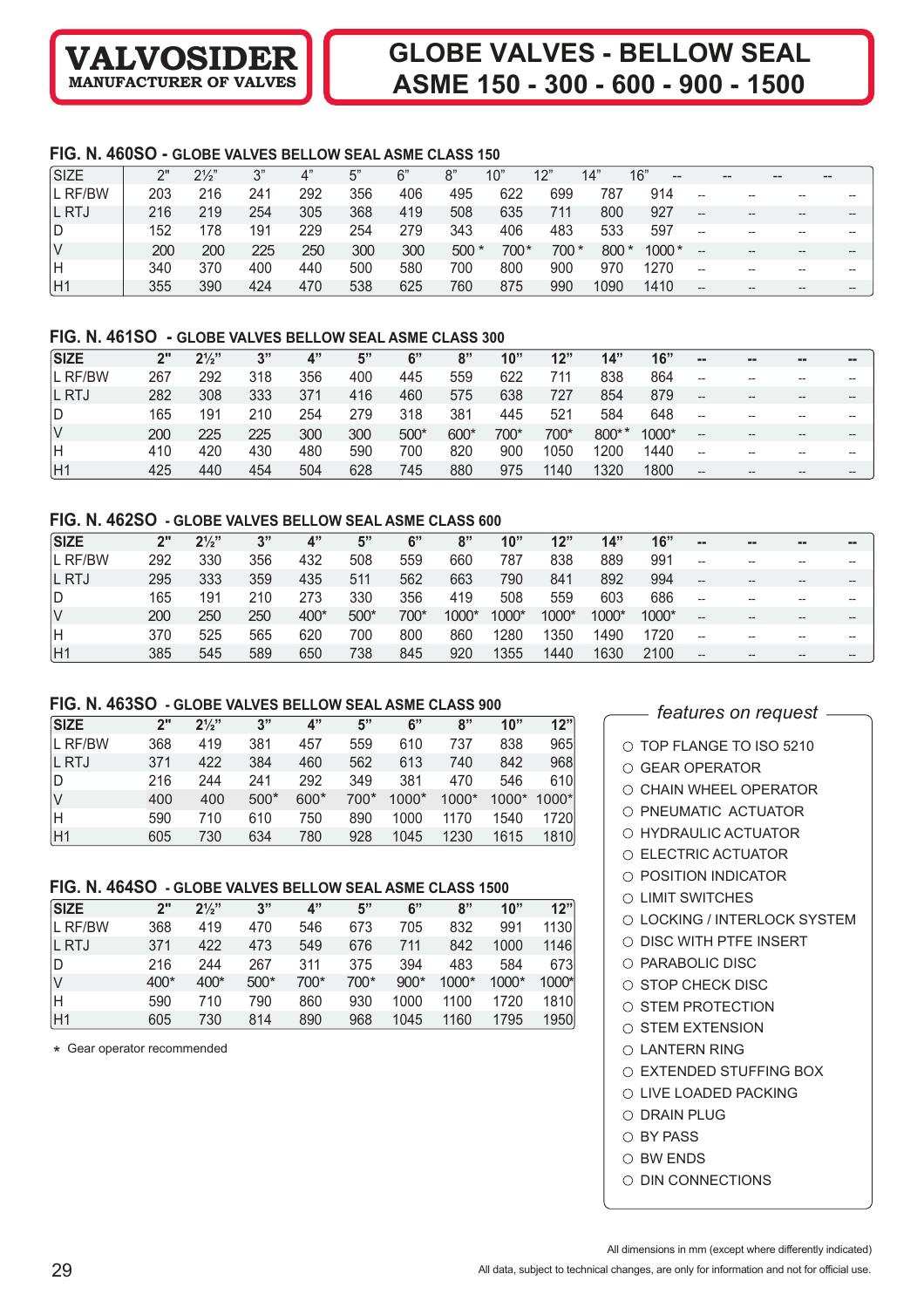# VALVOSIDER
MANUFACTURER OF VALVES

# GLOBE VALVES - BELLOW SEAL ASME 150 - 300 - 600 - 900 - 1500

## FIG. N. 460SO - GLOBE VALVES BELLOW SEAL ASME CLASS 150

| SIZE | 2" | 2½" | 3" | 4" | 5" | 6" | 8" | 10" | 12" | 14" | 16" | -- | -- | -- | -- |
|---|---|---|---|---|---|---|---|---|---|---|---|---|---|---|---|
| L RF/BW | 203 | 216 | 241 | 292 | 356 | 406 | 495 | 622 | 699 | 787 | 914 | -- | -- | -- | -- |
| L RTJ | 216 | 219 | 254 | 305 | 368 | 419 | 508 | 635 | 711 | 800 | 927 | -- | -- | -- | -- |
| D | 152 | 178 | 191 | 229 | 254 | 279 | 343 | 406 | 483 | 533 | 597 | -- | -- | -- | -- |
| V | 200 | 200 | 225 | 250 | 300 | 300 | 500 * | 700* | 700 * | 800 * | 1000 * | -- | -- | -- | -- |
| H | 340 | 370 | 400 | 440 | 500 | 580 | 700 | 800 | 900 | 970 | 1270 | -- | -- | -- | -- |
| H1 | 355 | 390 | 424 | 470 | 538 | 625 | 760 | 875 | 990 | 1090 | 1410 | -- | -- | -- | -- |

## FIG. N. 461SO - GLOBE VALVES BELLOW SEAL ASME CLASS 300

| SIZE | 2" | 2½" | 3" | 4" | 5" | 6" | 8" | 10" | 12" | 14" | 16" | -- | -- | -- | -- |
|---|---|---|---|---|---|---|---|---|---|---|---|---|---|---|---|
| L RF/BW | 267 | 292 | 318 | 356 | 400 | 445 | 559 | 622 | 711 | 838 | 864 | -- | -- | -- | -- |
| L RTJ | 282 | 308 | 333 | 371 | 416 | 460 | 575 | 638 | 727 | 854 | 879 | -- | -- | -- | -- |
| D | 165 | 191 | 210 | 254 | 279 | 318 | 381 | 445 | 521 | 584 | 648 | -- | -- | -- | -- |
| V | 200 | 225 | 225 | 300 | 300 | 500* | 600* | 700* | 700* | 800** | 1000* | -- | -- | -- | -- |
| H | 410 | 420 | 430 | 480 | 590 | 700 | 820 | 900 | 1050 | 1200 | 1440 | -- | -- | -- | -- |
| H1 | 425 | 440 | 454 | 504 | 628 | 745 | 880 | 975 | 1140 | 1320 | 1800 | -- | -- | -- | -- |

## FIG. N. 462SO - GLOBE VALVES BELLOW SEAL ASME CLASS 600

| SIZE | 2" | 2½" | 3" | 4" | 5" | 6" | 8" | 10" | 12" | 14" | 16" | -- | -- | -- | -- |
|---|---|---|---|---|---|---|---|---|---|---|---|---|---|---|---|
| L RF/BW | 292 | 330 | 356 | 432 | 508 | 559 | 660 | 787 | 838 | 889 | 991 | -- | -- | -- | -- |
| L RTJ | 295 | 333 | 359 | 435 | 511 | 562 | 663 | 790 | 841 | 892 | 994 | -- | -- | -- | -- |
| D | 165 | 191 | 210 | 273 | 330 | 356 | 419 | 508 | 559 | 603 | 686 | -- | -- | -- | -- |
| V | 200 | 250 | 250 | 400* | 500* | 700* | 1000* | 1000* | 1000* | 1000* | 1000* | -- | -- | -- | -- |
| H | 370 | 525 | 565 | 620 | 700 | 800 | 860 | 1280 | 1350 | 1490 | 1720 | -- | -- | -- | -- |
| H1 | 385 | 545 | 589 | 650 | 738 | 845 | 920 | 1355 | 1440 | 1630 | 2100 | -- | -- | -- | -- |

## FIG. N. 463SO - GLOBE VALVES BELLOW SEAL ASME CLASS 900

| SIZE | 2" | 2½" | 3" | 4" | 5" | 6" | 8" | 10" | 12" |
|---|---|---|---|---|---|---|---|---|---|
| L RF/BW | 368 | 419 | 381 | 457 | 559 | 610 | 737 | 838 | 965 |
| L RTJ | 371 | 422 | 384 | 460 | 562 | 613 | 740 | 842 | 968 |
| D | 216 | 244 | 241 | 292 | 349 | 381 | 470 | 546 | 610 |
| V | 400 | 400 | 500* | 600* | 700* | 1000* | 1000* | 1000* | 1000* |
| H | 590 | 710 | 610 | 750 | 890 | 1000 | 1170 | 1540 | 1720 |
| H1 | 605 | 730 | 634 | 780 | 928 | 1045 | 1230 | 1615 | 1810 |

## FIG. N. 464SO - GLOBE VALVES BELLOW SEAL ASME CLASS 1500

| SIZE | 2" | 2½" | 3" | 4" | 5" | 6" | 8" | 10" | 12" |
|---|---|---|---|---|---|---|---|---|---|
| L RF/BW | 368 | 419 | 470 | 546 | 673 | 705 | 832 | 991 | 1130 |
| L RTJ | 371 | 422 | 473 | 549 | 676 | 711 | 842 | 1000 | 1146 |
| D | 216 | 244 | 267 | 311 | 375 | 394 | 483 | 584 | 673 |
| V | 400* | 400* | 500* | 700* | 700* | 900* | 1000* | 1000* | 1000* |
| H | 590 | 710 | 790 | 860 | 930 | 1000 | 1100 | 1720 | 1810 |
| H1 | 605 | 730 | 814 | 890 | 968 | 1045 | 1160 | 1795 | 1950 |

* Gear operator recommended

### *features on request*

- TOP FLANGE TO ISO 5210
- GEAR OPERATOR
- CHAIN WHEEL OPERATOR
- PNEUMATIC ACTUATOR
- HYDRAULIC ACTUATOR
- ELECTRIC ACTUATOR
- POSITION INDICATOR
- LIMIT SWITCHES
- LOCKING / INTERLOCK SYSTEM
- DISC WITH PTFE INSERT
- PARABOLIC DISC
- STOP CHECK DISC
- STEM PROTECTION
- STEM EXTENSION
- LANTERN RING
- EXTENDED STUFFING BOX
- LIVE LOADED PACKING
- DRAIN PLUG
- BY PASS
- BW ENDS
- DIN CONNECTIONS

All dimensions in mm (except where differently indicated)

All data, subject to technical changes, are only for information and not for official use.